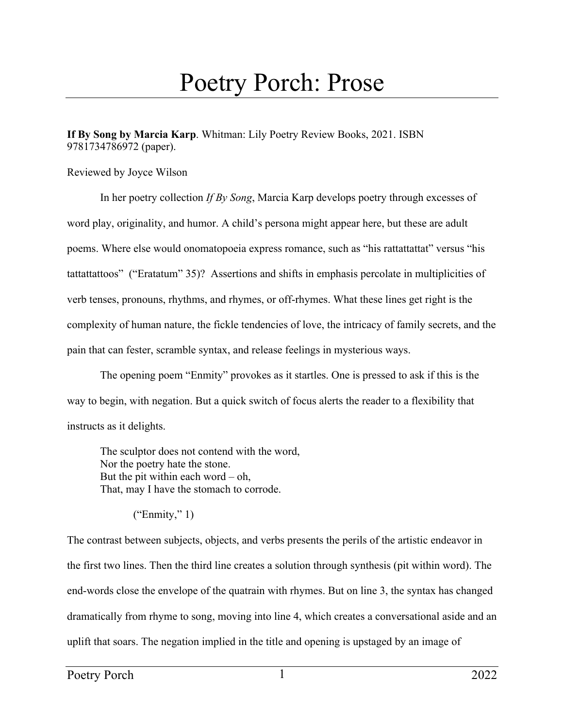# Poetry Porch: Prose

**If By Song by Marcia Karp**. Whitman: Lily Poetry Review Books, 2021. ISBN 9781734786972 (paper).

Reviewed by Joyce Wilson

In her poetry collection *If By Song*, Marcia Karp develops poetry through excesses of word play, originality, and humor. A child's persona might appear here, but these are adult poems. Where else would onomatopoeia express romance, such as "his rattattattat" versus "his tattattattoos" ("Eratatum" 35)? Assertions and shifts in emphasis percolate in multiplicities of verb tenses, pronouns, rhythms, and rhymes, or off-rhymes. What these lines get right is the complexity of human nature, the fickle tendencies of love, the intricacy of family secrets, and the pain that can fester, scramble syntax, and release feelings in mysterious ways.

The opening poem "Enmity" provokes as it startles. One is pressed to ask if this is the way to begin, with negation. But a quick switch of focus alerts the reader to a flexibility that instructs as it delights.

> The sculptor does not contend with the word,
> Nor the poetry hate the stone.
> But the pit within each word – oh,
> That, may I have the stomach to corrode.
>
> ("Enmity," 1)

The contrast between subjects, objects, and verbs presents the perils of the artistic endeavor in the first two lines. Then the third line creates a solution through synthesis (pit within word). The end-words close the envelope of the quatrain with rhymes. But on line 3, the syntax has changed dramatically from rhyme to song, moving into line 4, which creates a conversational aside and an uplift that soars. The negation implied in the title and opening is upstaged by an image of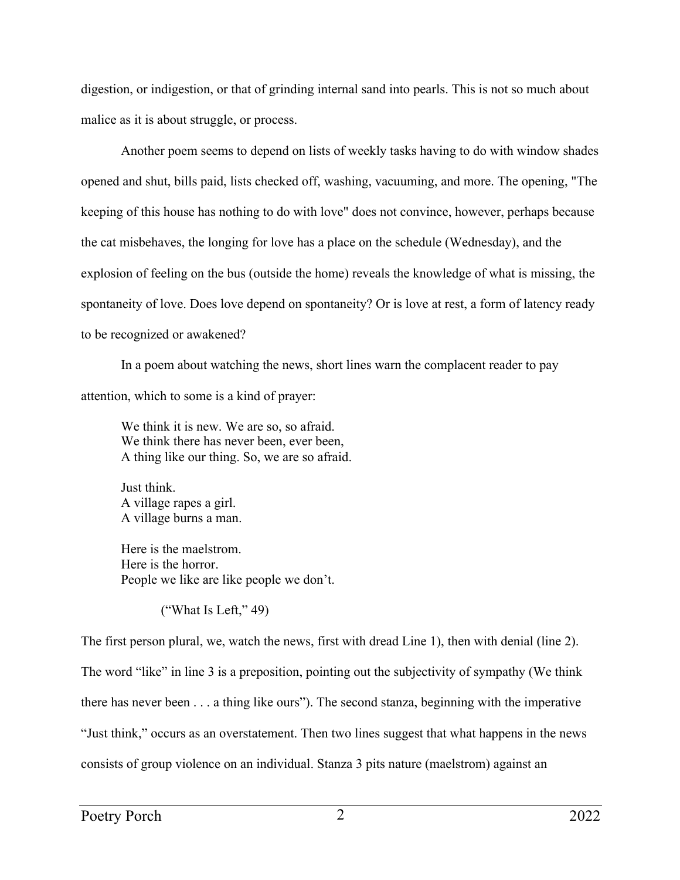digestion, or indigestion, or that of grinding internal sand into pearls. This is not so much about malice as it is about struggle, or process.

Another poem seems to depend on lists of weekly tasks having to do with window shades opened and shut, bills paid, lists checked off, washing, vacuuming, and more. The opening, "The keeping of this house has nothing to do with love" does not convince, however, perhaps because the cat misbehaves, the longing for love has a place on the schedule (Wednesday), and the explosion of feeling on the bus (outside the home) reveals the knowledge of what is missing, the spontaneity of love. Does love depend on spontaneity? Or is love at rest, a form of latency ready to be recognized or awakened?

In a poem about watching the news, short lines warn the complacent reader to pay attention, which to some is a kind of prayer:

> We think it is new. We are so, so afraid.
> We think there has never been, ever been,
> A thing like our thing. So, we are so afraid.
>
> Just think.
> A village rapes a girl.
> A village burns a man.
>
> Here is the maelstrom.
> Here is the horror.
> People we like are like people we don't.
>
> ("What Is Left," 49)

The first person plural, we, watch the news, first with dread Line 1), then with denial (line 2). The word "like" in line 3 is a preposition, pointing out the subjectivity of sympathy (We think there has never been . . . a thing like ours"). The second stanza, beginning with the imperative "Just think," occurs as an overstatement. Then two lines suggest that what happens in the news consists of group violence on an individual. Stanza 3 pits nature (maelstrom) against an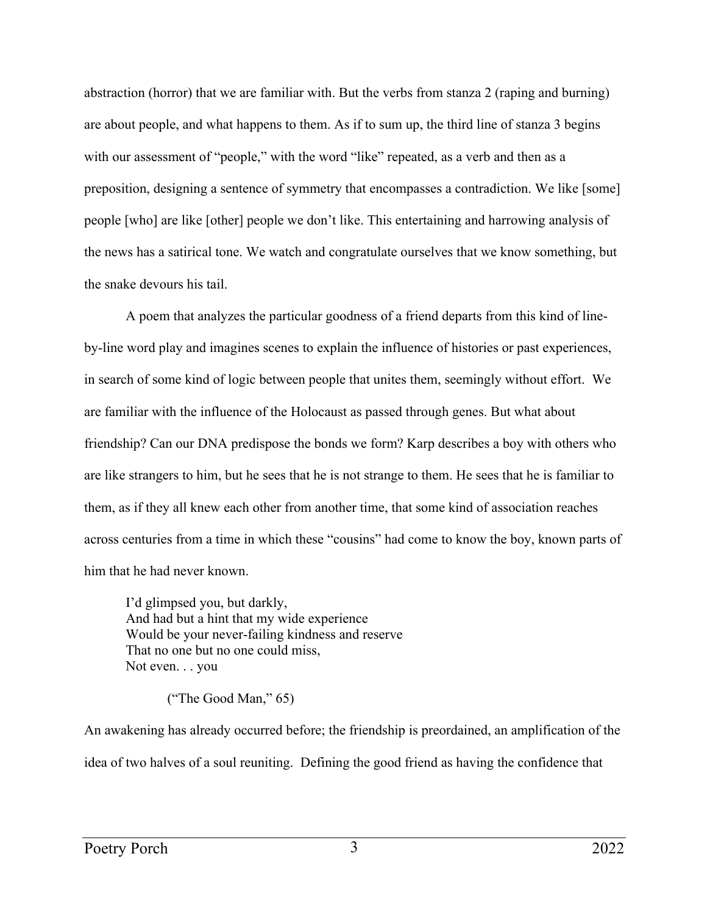abstraction (horror) that we are familiar with. But the verbs from stanza 2 (raping and burning) are about people, and what happens to them. As if to sum up, the third line of stanza 3 begins with our assessment of "people," with the word "like" repeated, as a verb and then as a preposition, designing a sentence of symmetry that encompasses a contradiction. We like [some] people [who] are like [other] people we don't like. This entertaining and harrowing analysis of the news has a satirical tone. We watch and congratulate ourselves that we know something, but the snake devours his tail.

A poem that analyzes the particular goodness of a friend departs from this kind of line-by-line word play and imagines scenes to explain the influence of histories or past experiences, in search of some kind of logic between people that unites them, seemingly without effort. We are familiar with the influence of the Holocaust as passed through genes. But what about friendship? Can our DNA predispose the bonds we form? Karp describes a boy with others who are like strangers to him, but he sees that he is not strange to them. He sees that he is familiar to them, as if they all knew each other from another time, that some kind of association reaches across centuries from a time in which these "cousins" had come to know the boy, known parts of him that he had never known.

> I'd glimpsed you, but darkly,
> And had but a hint that my wide experience
> Would be your never-failing kindness and reserve
> That no one but no one could miss,
> Not even. . . you
>
> ("The Good Man," 65)

An awakening has already occurred before; the friendship is preordained, an amplification of the idea of two halves of a soul reuniting. Defining the good friend as having the confidence that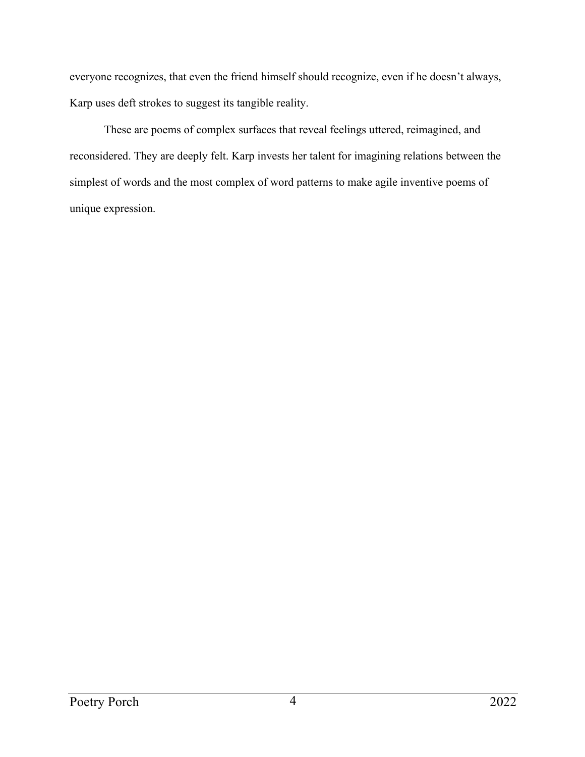everyone recognizes, that even the friend himself should recognize, even if he doesn't always, Karp uses deft strokes to suggest its tangible reality.

These are poems of complex surfaces that reveal feelings uttered, reimagined, and reconsidered. They are deeply felt. Karp invests her talent for imagining relations between the simplest of words and the most complex of word patterns to make agile inventive poems of unique expression.